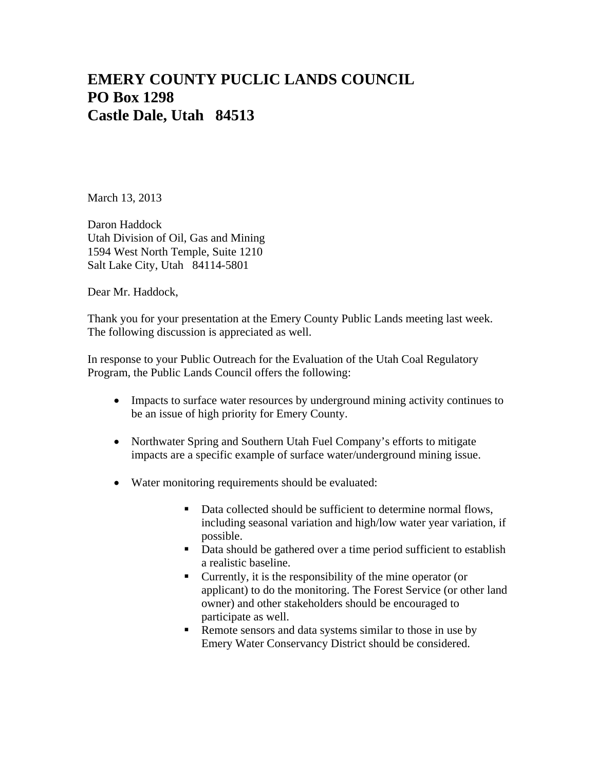# EMERY COUNTY PUCLIC LANDS COUNCIL
# PO Box 1298
# Castle Dale, Utah 84513

March 13, 2013

Daron Haddock
Utah Division of Oil, Gas and Mining
1594 West North Temple, Suite 1210
Salt Lake City, Utah 84114-5801

Dear Mr. Haddock,

Thank you for your presentation at the Emery County Public Lands meeting last week. The following discussion is appreciated as well.

In response to your Public Outreach for the Evaluation of the Utah Coal Regulatory Program, the Public Lands Council offers the following:

- Impacts to surface water resources by underground mining activity continues to be an issue of high priority for Emery County.

- Northwater Spring and Southern Utah Fuel Company's efforts to mitigate impacts are a specific example of surface water/underground mining issue.

- Water monitoring requirements should be evaluated:
    - Data collected should be sufficient to determine normal flows, including seasonal variation and high/low water year variation, if possible.
    - Data should be gathered over a time period sufficient to establish a realistic baseline.
    - Currently, it is the responsibility of the mine operator (or applicant) to do the monitoring. The Forest Service (or other land owner) and other stakeholders should be encouraged to participate as well.
    - Remote sensors and data systems similar to those in use by Emery Water Conservancy District should be considered.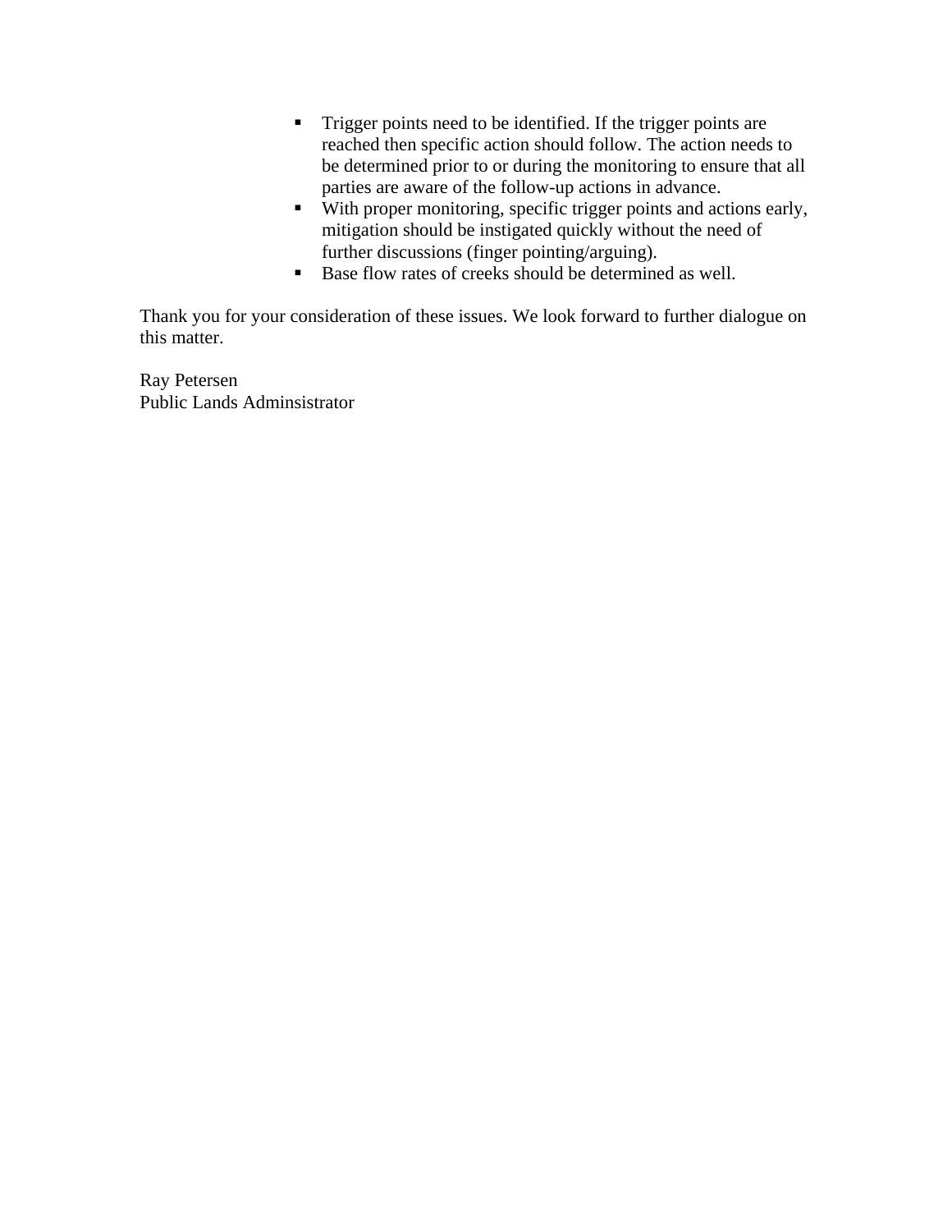- Trigger points need to be identified. If the trigger points are reached then specific action should follow. The action needs to be determined prior to or during the monitoring to ensure that all parties are aware of the follow-up actions in advance.
- With proper monitoring, specific trigger points and actions early, mitigation should be instigated quickly without the need of further discussions (finger pointing/arguing).
- Base flow rates of creeks should be determined as well.

Thank you for your consideration of these issues. We look forward to further dialogue on this matter.

Ray Petersen
Public Lands Adminsistrator